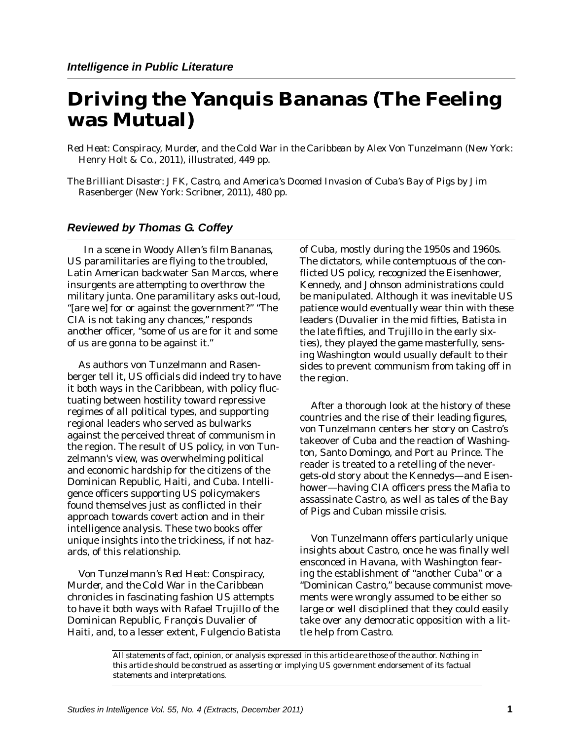*Intelligence in Public Literature*

# Driving the Yanquis Bananas (The Feeling was Mutual)

*Red Heat: Conspiracy, Murder, and the Cold War in the Caribbean* by Alex Von Tunzelmann (New York: Henry Holt & Co., 2011), illustrated, 449 pp.

*The Brilliant Disaster: JFK, Castro, and America's Doomed Invasion of Cuba's Bay of Pigs* by Jim Rasenberger (New York: Scribner, 2011), 480 pp.

### *Reviewed by Thomas G. Coffey*

In a scene in Woody Allen's film *Bananas*, US paramilitaries are flying to the troubled, Latin American backwater San Marcos, where insurgents are attempting to overthrow the military junta. One paramilitary asks out-loud, "[are we] for or against the government?" "The CIA is not taking any chances," responds another officer, "some of us are for it and some of us are gonna to be against it."

As authors von Tunzelmann and Rasenberger tell it, US officials did indeed try to have it both ways in the Caribbean, with policy fluctuating between hostility toward repressive regimes of all political types, and supporting regional leaders who served as bulwarks against the perceived threat of communism in the region. The result of US policy, in von Tunzelmann's view, was overwhelming political and economic hardship for the citizens of the Dominican Republic, Haiti, and Cuba. Intelligence officers supporting US policymakers found themselves just as conflicted in their approach towards covert action and in their intelligence analysis. These two books offer unique insights into the trickiness, if not hazards, of this relationship.

Von Tunzelmann's *Red Heat: Conspiracy, Murder, and the Cold War in the Caribbean* chronicles in fascinating fashion US attempts to have it both ways with Rafael Trujillo of the Dominican Republic, François Duvalier of Haiti, and, to a lesser extent, Fulgencio Batista of Cuba, mostly during the 1950s and 1960s. The dictators, while contemptuous of the conflicted US policy, recognized the Eisenhower, Kennedy, and Johnson administrations could be manipulated. Although it was inevitable US patience would eventually wear thin with these leaders (Duvalier in the mid fifties, Batista in the late fifties, and Trujillo in the early sixties), they played the game masterfully, sensing Washington would usually default to their sides to prevent communism from taking off in the region.

After a thorough look at the history of these countries and the rise of their leading figures, von Tunzelmann centers her story on Castro's takeover of Cuba and the reaction of Washington, Santo Domingo, and Port au Prince. The reader is treated to a retelling of the never-gets-old story about the Kennedys—and Eisenhower—having CIA officers press the Mafia to assassinate Castro, as well as tales of the Bay of Pigs and Cuban missile crisis.

Von Tunzelmann offers particularly unique insights about Castro, once he was finally well ensconced in Havana, with Washington fearing the establishment of "another Cuba" or a "Dominican Castro," because communist movements were wrongly assumed to be either so large or well disciplined that they could easily take over any democratic opposition with a little help from Castro.

*All statements of fact, opinion, or analysis expressed in this article are those of the author. Nothing in this article should be construed as asserting or implying US government endorsement of its factual statements and interpretations.*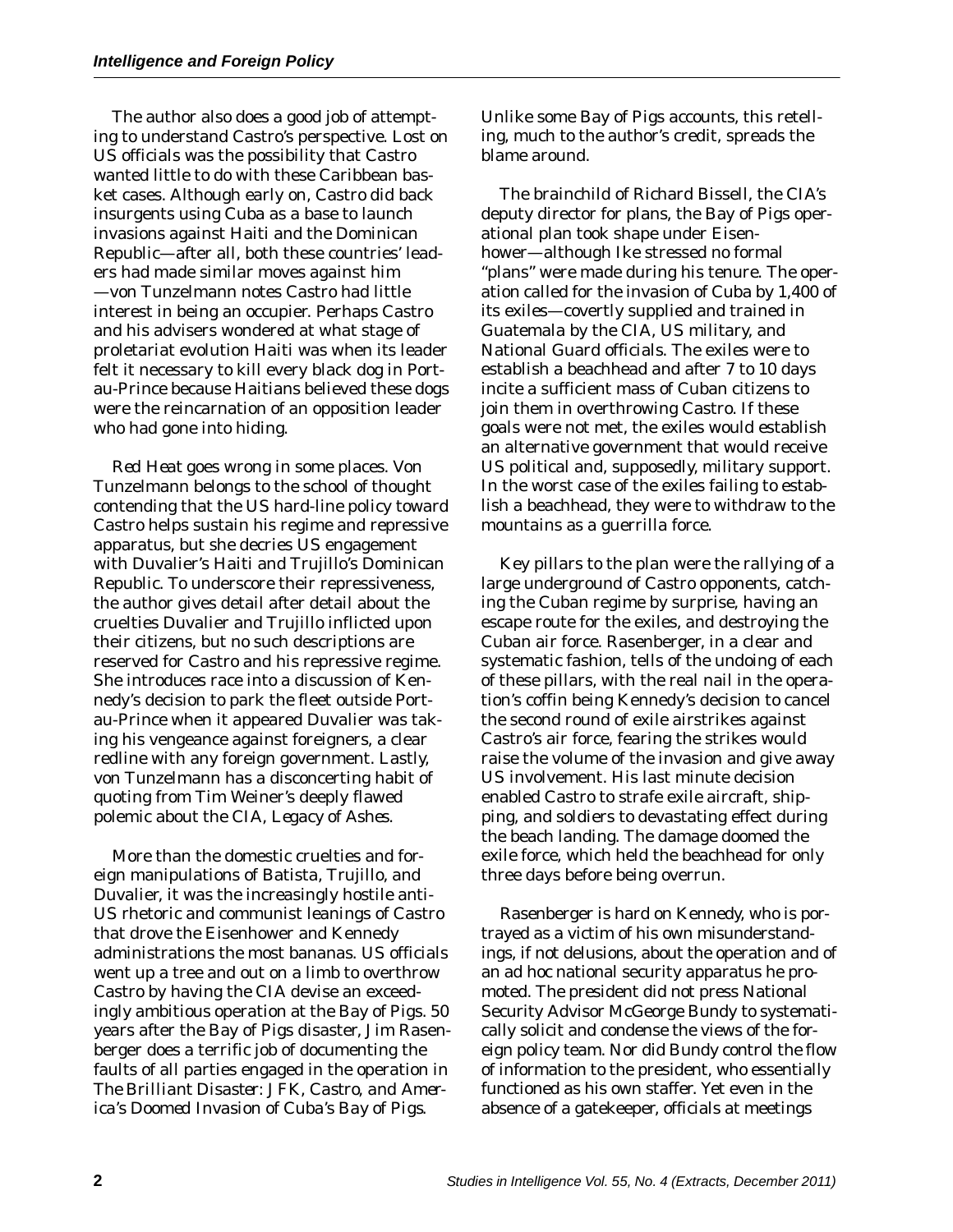The author also does a good job of attempting to understand Castro's perspective. Lost on US officials was the possibility that Castro wanted little to do with these Caribbean basket cases. Although early on, Castro did back insurgents using Cuba as a base to launch invasions against Haiti and the Dominican Republic—after all, both these countries' leaders had made similar moves against him—von Tunzelmann notes Castro had little interest in being an occupier. Perhaps Castro and his advisers wondered at what stage of proletariat evolution Haiti was when its leader felt it necessary to kill every black dog in Port-au-Prince because Haitians believed these dogs were the reincarnation of an opposition leader who had gone into hiding.

*Red Heat* goes wrong in some places. Von Tunzelmann belongs to the school of thought contending that the US hard-line policy toward Castro helps sustain his regime and repressive apparatus, but she decries US engagement with Duvalier's Haiti and Trujillo's Dominican Republic. To underscore their repressiveness, the author gives detail after detail about the cruelties Duvalier and Trujillo inflicted upon their citizens, but no such descriptions are reserved for Castro and his repressive regime. She introduces race into a discussion of Kennedy's decision to park the fleet outside Port-au-Prince when it appeared Duvalier was taking his vengeance against foreigners, a clear redline with any foreign government. Lastly, von Tunzelmann has a disconcerting habit of quoting from Tim Weiner's deeply flawed polemic about the CIA, *Legacy of Ashes*.

More than the domestic cruelties and foreign manipulations of Batista, Trujillo, and Duvalier, it was the increasingly hostile anti-US rhetoric and communist leanings of Castro that drove the Eisenhower and Kennedy administrations the most bananas. US officials went up a tree and out on a limb to overthrow Castro by having the CIA devise an exceedingly ambitious operation at the Bay of Pigs. 50 years after the Bay of Pigs disaster, Jim Rasenberger does a terrific job of documenting the faults of all parties engaged in the operation in *The Brilliant Disaster: JFK, Castro, and America's Doomed Invasion of Cuba's Bay of Pigs*. Unlike some Bay of Pigs accounts, this retelling, much to the author's credit, spreads the blame around.

The brainchild of Richard Bissell, the CIA's deputy director for plans, the Bay of Pigs operational plan took shape under Eisenhower—although Ike stressed no formal "plans" were made during his tenure. The operation called for the invasion of Cuba by 1,400 of its exiles—covertly supplied and trained in Guatemala by the CIA, US military, and National Guard officials. The exiles were to establish a beachhead and after 7 to 10 days incite a sufficient mass of Cuban citizens to join them in overthrowing Castro. If these goals were not met, the exiles would establish an alternative government that would receive US political and, supposedly, military support. In the worst case of the exiles failing to establish a beachhead, they were to withdraw to the mountains as a guerrilla force.

Key pillars to the plan were the rallying of a large underground of Castro opponents, catching the Cuban regime by surprise, having an escape route for the exiles, and destroying the Cuban air force. Rasenberger, in a clear and systematic fashion, tells of the undoing of each of these pillars, with the real nail in the operation's coffin being Kennedy's decision to cancel the second round of exile airstrikes against Castro's air force, fearing the strikes would raise the volume of the invasion and give away US involvement. His last minute decision enabled Castro to strafe exile aircraft, shipping, and soldiers to devastating effect during the beach landing. The damage doomed the exile force, which held the beachhead for only three days before being overrun.

Rasenberger is hard on Kennedy, who is portrayed as a victim of his own misunderstandings, if not delusions, about the operation and of an ad hoc national security apparatus he promoted. The president did not press National Security Advisor McGeorge Bundy to systematically solicit and condense the views of the foreign policy team. Nor did Bundy control the flow of information to the president, who essentially functioned as his own staffer. Yet even in the absence of a gatekeeper, officials at meetings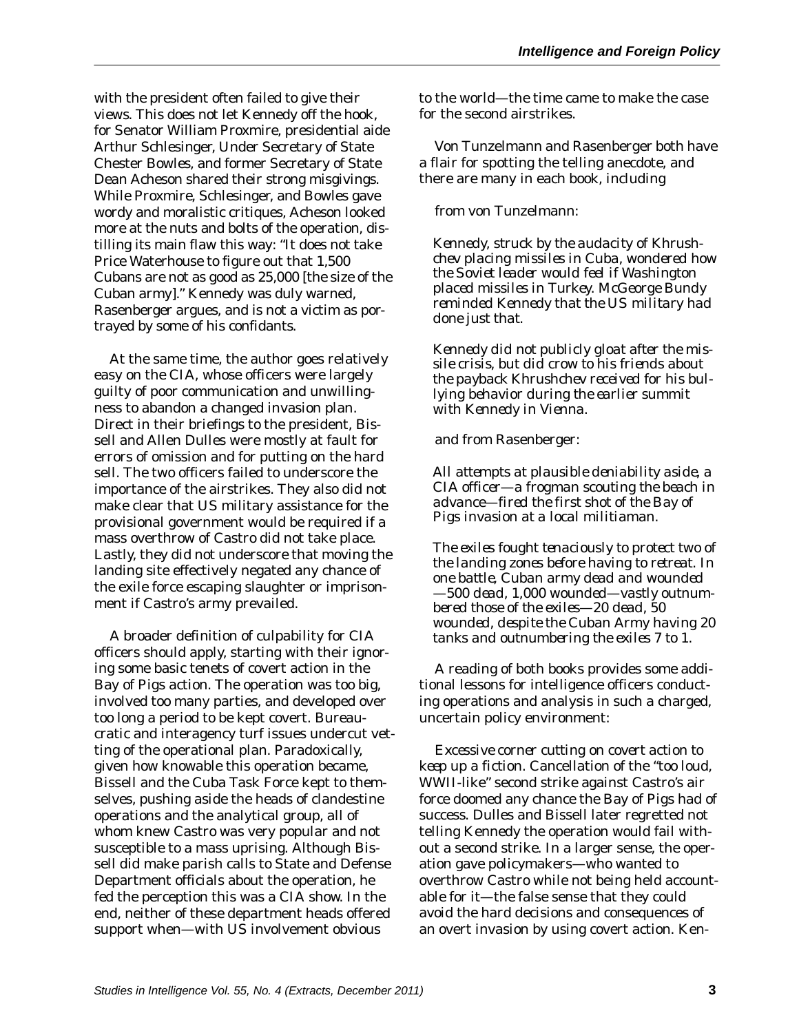with the president often failed to give their views. This does not let Kennedy off the hook, for Senator William Proxmire, presidential aide Arthur Schlesinger, Under Secretary of State Chester Bowles, and former Secretary of State Dean Acheson shared their strong misgivings. While Proxmire, Schlesinger, and Bowles gave wordy and moralistic critiques, Acheson looked more at the nuts and bolts of the operation, distilling its main flaw this way: "It does not take Price Waterhouse to figure out that 1,500 Cubans are not as good as 25,000 [the size of the Cuban army]." Kennedy was duly warned, Rasenberger argues, and is not a victim as portrayed by some of his confidants.

At the same time, the author goes relatively easy on the CIA, whose officers were largely guilty of poor communication and unwillingness to abandon a changed invasion plan. Direct in their briefings to the president, Bissell and Allen Dulles were mostly at fault for errors of omission and for putting on the hard sell. The two officers failed to underscore the importance of the airstrikes. They also did not make clear that US military assistance for the provisional government would be required if a mass overthrow of Castro did not take place. Lastly, they did not underscore that moving the landing site effectively negated any chance of the exile force escaping slaughter or imprisonment if Castro's army prevailed.

A broader definition of culpability for CIA officers should apply, starting with their ignoring some basic tenets of covert action in the Bay of Pigs action. The operation was too big, involved too many parties, and developed over too long a period to be kept covert. Bureaucratic and interagency turf issues undercut vetting of the operational plan. Paradoxically, given how knowable this operation became, Bissell and the Cuba Task Force kept to themselves, pushing aside the heads of clandestine operations and the analytical group, all of whom knew Castro was very popular and not susceptible to a mass uprising. Although Bissell did make parish calls to State and Defense Department officials about the operation, he fed the perception this was a CIA show. In the end, neither of these department heads offered support when—with US involvement obvious to the world—the time came to make the case for the second airstrikes.

Von Tunzelmann and Rasenberger both have a flair for spotting the telling anecdote, and there are many in each book, including

from von Tunzelmann:

*Kennedy, struck by the audacity of Khrushchev placing missiles in Cuba, wondered how the Soviet leader would feel if Washington placed missiles in Turkey. McGeorge Bundy reminded Kennedy that the US military had done just that.*

*Kennedy did not publicly gloat after the missile crisis, but did crow to his friends about the payback Khrushchev received for his bullying behavior during the earlier summit with Kennedy in Vienna.*

and from Rasenberger:

*All attempts at plausible deniability aside, a CIA officer—a frogman scouting the beach in advance—fired the first shot of the Bay of Pigs invasion at a local militiaman.*

*The exiles fought tenaciously to protect two of the landing zones before having to retreat. In one battle, Cuban army dead and wounded—500 dead, 1,000 wounded—vastly outnumbered those of the exiles—20 dead, 50 wounded, despite the Cuban Army having 20 tanks and outnumbering the exiles 7 to 1.*

A reading of both books provides some additional lessons for intelligence officers conducting operations and analysis in such a charged, uncertain policy environment:

*Excessive corner cutting on covert action to keep up a fiction.* Cancellation of the "too loud, WWII-like" second strike against Castro's air force doomed any chance the Bay of Pigs had of success. Dulles and Bissell later regretted not telling Kennedy the operation would fail without a second strike. In a larger sense, the operation gave policymakers—who wanted to overthrow Castro while not being held accountable for it—the false sense that they could avoid the hard decisions and consequences of an overt invasion by using covert action. Ken-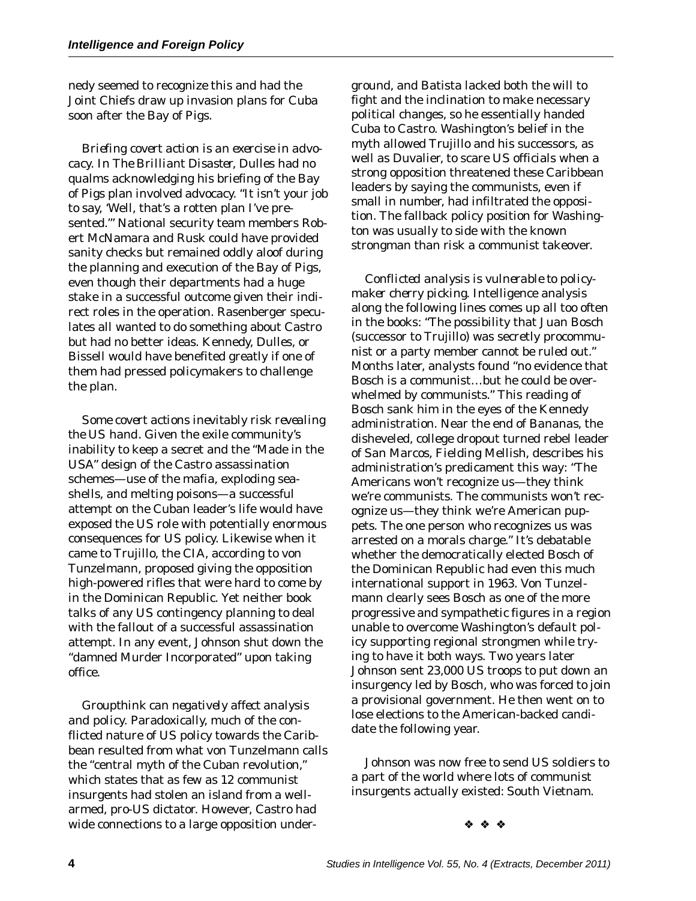nedy seemed to recognize this and had the Joint Chiefs draw up invasion plans for Cuba soon after the Bay of Pigs.

*Briefing covert action is an exercise in advocacy.* In *The Brilliant Disaster*, Dulles had no qualms acknowledging his briefing of the Bay of Pigs plan involved advocacy. "It isn't your job to say, 'Well, that's a rotten plan I've presented.'" National security team members Robert McNamara and Rusk could have provided sanity checks but remained oddly aloof during the planning and execution of the Bay of Pigs, even though their departments had a huge stake in a successful outcome given their indirect roles in the operation. Rasenberger speculates all wanted to do something about Castro but had no better ideas. Kennedy, Dulles, or Bissell would have benefited greatly if one of them had pressed policymakers to challenge the plan.

*Some covert actions inevitably risk revealing the US hand.* Given the exile community's inability to keep a secret and the "Made in the USA" design of the Castro assassination schemes—use of the mafia, exploding seashells, and melting poisons—a successful attempt on the Cuban leader's life would have exposed the US role with potentially enormous consequences for US policy. Likewise when it came to Trujillo, the CIA, according to von Tunzelmann, proposed giving the opposition high-powered rifles that were hard to come by in the Dominican Republic. Yet neither book talks of any US contingency planning to deal with the fallout of a successful assassination attempt. In any event, Johnson shut down the "damned Murder Incorporated" upon taking office.

*Groupthink can negatively affect analysis and policy.* Paradoxically, much of the conflicted nature of US policy towards the Caribbean resulted from what von Tunzelmann calls the "central myth of the Cuban revolution," which states that as few as 12 communist insurgents had stolen an island from a well-armed, pro-US dictator. However, Castro had wide connections to a large opposition underground, and Batista lacked both the will to fight and the inclination to make necessary political changes, so he essentially handed Cuba to Castro. Washington's belief in the myth allowed Trujillo and his successors, as well as Duvalier, to scare US officials when a strong opposition threatened these Caribbean leaders by saying the communists, even if small in number, had infiltrated the opposition. The fallback policy position for Washington was usually to side with the known strongman than risk a communist takeover.

*Conflicted analysis is vulnerable to policymaker cherry picking.* Intelligence analysis along the following lines comes up all too often in the books: "The possibility that Juan Bosch (successor to Trujillo) was secretly procommunist or a party member cannot be ruled out." Months later, analysts found "no evidence that Bosch is a communist…but he could be overwhelmed by communists." This reading of Bosch sank him in the eyes of the Kennedy administration. Near the end of *Bananas*, the disheveled, college dropout turned rebel leader of San Marcos, Fielding Mellish, describes his administration's predicament this way: "The Americans won't recognize us—they think we're communists. The communists won't recognize us—they think we're American puppets. The one person who recognizes us was arrested on a morals charge." It's debatable whether the democratically elected Bosch of the Dominican Republic had even this much international support in 1963. Von Tunzelmann clearly sees Bosch as one of the more progressive and sympathetic figures in a region unable to overcome Washington's default policy supporting regional strongmen while trying to have it both ways. Two years later Johnson sent 23,000 US troops to put down an insurgency led by Bosch, who was forced to join a provisional government. He then went on to lose elections to the American-backed candidate the following year.

Johnson was now free to send US soldiers to a part of the world where lots of communist insurgents actually existed: South Vietnam.

❖ ❖ ❖